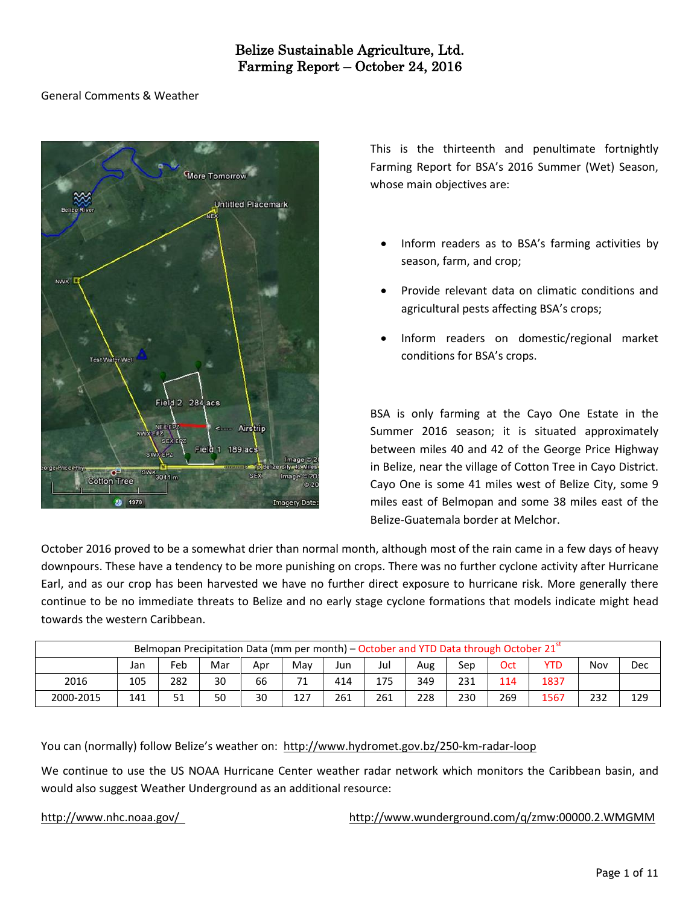# Belize Sustainable Agriculture, Ltd.
# Farming Report – October 24, 2016

General Comments & Weather

This is the thirteenth and penultimate fortnightly Farming Report for BSA's 2016 Summer (Wet) Season, whose main objectives are:

- Inform readers as to BSA's farming activities by season, farm, and crop;
- Provide relevant data on climatic conditions and agricultural pests affecting BSA's crops;
- Inform readers on domestic/regional market conditions for BSA's crops.

BSA is only farming at the Cayo One Estate in the Summer 2016 season; it is situated approximately between miles 40 and 42 of the George Price Highway in Belize, near the village of Cotton Tree in Cayo District. Cayo One is some 41 miles west of Belize City, some 9 miles east of Belmopan and some 38 miles east of the Belize-Guatemala border at Melchor.

October 2016 proved to be a somewhat drier than normal month, although most of the rain came in a few days of heavy downpours. These have a tendency to be more punishing on crops. There was no further cyclone activity after Hurricane Earl, and as our crop has been harvested we have no further direct exposure to hurricane risk. More generally there continue to be no immediate threats to Belize and no early stage cyclone formations that models indicate might head towards the western Caribbean.

| Belmopan Precipitation Data (mm per month) – October and YTD Data through October 21st | | | | | | | | | | | | | |
|---|---|---|---|---|---|---|---|---|---|---|---|---|---|
| | Jan | Feb | Mar | Apr | May | Jun | Jul | Aug | Sep | Oct | YTD | Nov | Dec |
| 2016 | 105 | 282 | 30 | 66 | 71 | 414 | 175 | 349 | 231 | 114 | 1837 | | |
| 2000-2015 | 141 | 51 | 50 | 30 | 127 | 261 | 261 | 228 | 230 | 269 | 1567 | 232 | 129 |

You can (normally) follow Belize's weather on: http://www.hydromet.gov.bz/250-km-radar-loop

We continue to use the US NOAA Hurricane Center weather radar network which monitors the Caribbean basin, and would also suggest Weather Underground as an additional resource:

http://www.nhc.noaa.gov/

http://www.wunderground.com/q/zmw:00000.2.WMGMM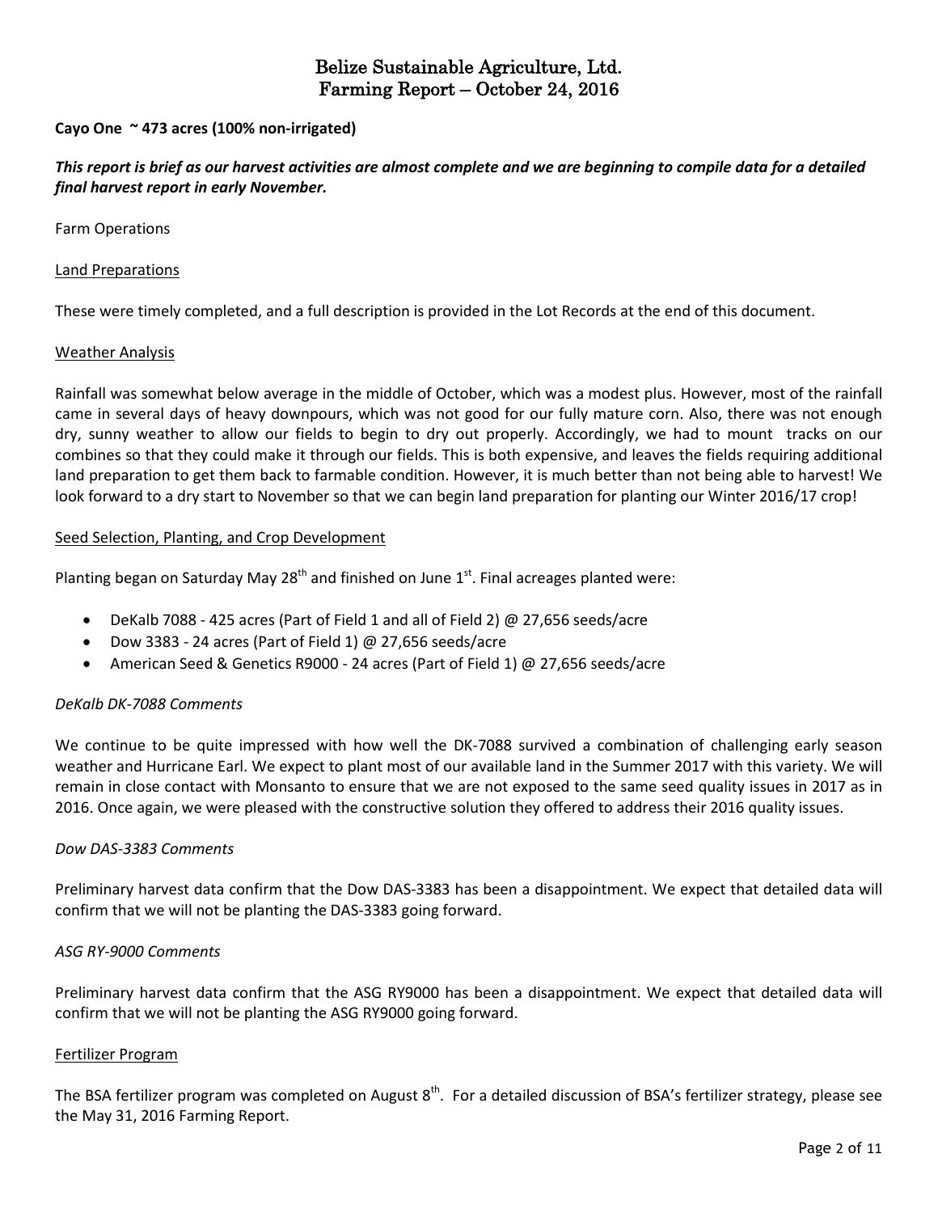# Belize Sustainable Agriculture, Ltd.
# Farming Report – October 24, 2016

**Cayo One ~ 473 acres (100% non-irrigated)**

***This report is brief as our harvest activities are almost complete and we are beginning to compile data for a detailed final harvest report in early November.***

Farm Operations

Land Preparations

These were timely completed, and a full description is provided in the Lot Records at the end of this document.

Weather Analysis

Rainfall was somewhat below average in the middle of October, which was a modest plus. However, most of the rainfall came in several days of heavy downpours, which was not good for our fully mature corn. Also, there was not enough dry, sunny weather to allow our fields to begin to dry out properly. Accordingly, we had to mount tracks on our combines so that they could make it through our fields. This is both expensive, and leaves the fields requiring additional land preparation to get them back to farmable condition. However, it is much better than not being able to harvest! We look forward to a dry start to November so that we can begin land preparation for planting our Winter 2016/17 crop!

Seed Selection, Planting, and Crop Development

Planting began on Saturday May 28th and finished on June 1st. Final acreages planted were:

- DeKalb 7088 - 425 acres (Part of Field 1 and all of Field 2) @ 27,656 seeds/acre
- Dow 3383 - 24 acres (Part of Field 1) @ 27,656 seeds/acre
- American Seed & Genetics R9000 - 24 acres (Part of Field 1) @ 27,656 seeds/acre

*DeKalb DK-7088 Comments*

We continue to be quite impressed with how well the DK-7088 survived a combination of challenging early season weather and Hurricane Earl. We expect to plant most of our available land in the Summer 2017 with this variety. We will remain in close contact with Monsanto to ensure that we are not exposed to the same seed quality issues in 2017 as in 2016. Once again, we were pleased with the constructive solution they offered to address their 2016 quality issues.

*Dow DAS-3383 Comments*

Preliminary harvest data confirm that the Dow DAS-3383 has been a disappointment. We expect that detailed data will confirm that we will not be planting the DAS-3383 going forward.

*ASG RY-9000 Comments*

Preliminary harvest data confirm that the ASG RY9000 has been a disappointment. We expect that detailed data will confirm that we will not be planting the ASG RY9000 going forward.

Fertilizer Program

The BSA fertilizer program was completed on August 8th. For a detailed discussion of BSA's fertilizer strategy, please see the May 31, 2016 Farming Report.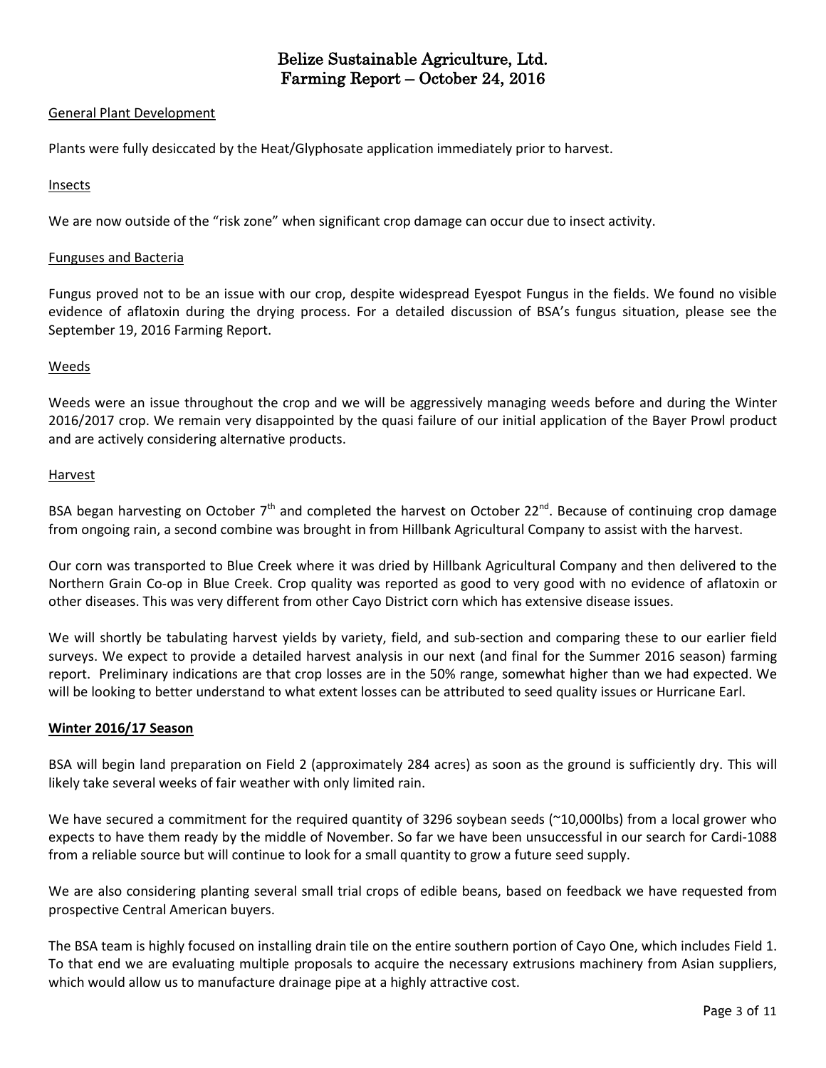# Belize Sustainable Agriculture, Ltd.
# Farming Report – October 24, 2016

## General Plant Development

Plants were fully desiccated by the Heat/Glyphosate application immediately prior to harvest.

## Insects

We are now outside of the "risk zone" when significant crop damage can occur due to insect activity.

## Funguses and Bacteria

Fungus proved not to be an issue with our crop, despite widespread Eyespot Fungus in the fields. We found no visible evidence of aflatoxin during the drying process. For a detailed discussion of BSA's fungus situation, please see the September 19, 2016 Farming Report.

## Weeds

Weeds were an issue throughout the crop and we will be aggressively managing weeds before and during the Winter 2016/2017 crop. We remain very disappointed by the quasi failure of our initial application of the Bayer Prowl product and are actively considering alternative products.

## Harvest

BSA began harvesting on October 7th and completed the harvest on October 22nd. Because of continuing crop damage from ongoing rain, a second combine was brought in from Hillbank Agricultural Company to assist with the harvest.

Our corn was transported to Blue Creek where it was dried by Hillbank Agricultural Company and then delivered to the Northern Grain Co-op in Blue Creek. Crop quality was reported as good to very good with no evidence of aflatoxin or other diseases. This was very different from other Cayo District corn which has extensive disease issues.

We will shortly be tabulating harvest yields by variety, field, and sub-section and comparing these to our earlier field surveys. We expect to provide a detailed harvest analysis in our next (and final for the Summer 2016 season) farming report. Preliminary indications are that crop losses are in the 50% range, somewhat higher than we had expected. We will be looking to better understand to what extent losses can be attributed to seed quality issues or Hurricane Earl.

## **Winter 2016/17 Season**

BSA will begin land preparation on Field 2 (approximately 284 acres) as soon as the ground is sufficiently dry. This will likely take several weeks of fair weather with only limited rain.

We have secured a commitment for the required quantity of 3296 soybean seeds (~10,000lbs) from a local grower who expects to have them ready by the middle of November. So far we have been unsuccessful in our search for Cardi-1088 from a reliable source but will continue to look for a small quantity to grow a future seed supply.

We are also considering planting several small trial crops of edible beans, based on feedback we have requested from prospective Central American buyers.

The BSA team is highly focused on installing drain tile on the entire southern portion of Cayo One, which includes Field 1. To that end we are evaluating multiple proposals to acquire the necessary extrusions machinery from Asian suppliers, which would allow us to manufacture drainage pipe at a highly attractive cost.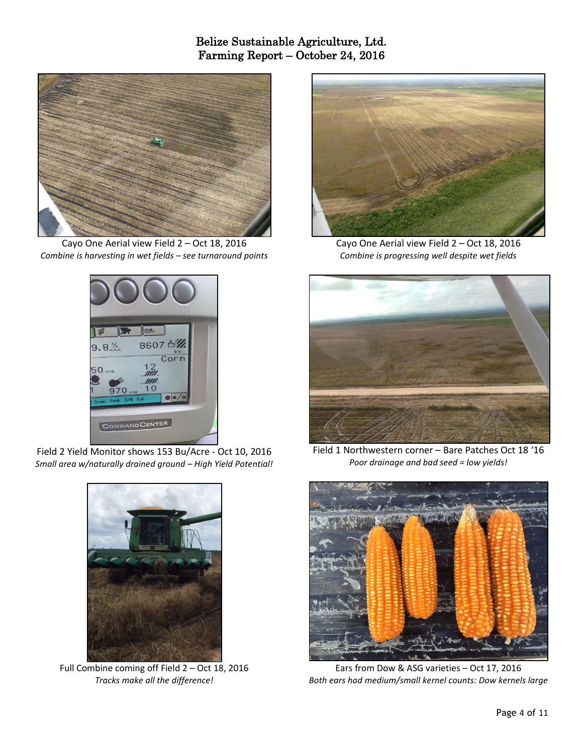# Belize Sustainable Agriculture, Ltd.
## Farming Report – October 24, 2016

Cayo One Aerial view Field 2 – Oct 18, 2016
*Combine is harvesting in wet fields – see turnaround points*

Cayo One Aerial view Field 2 – Oct 18, 2016
*Combine is progressing well despite wet fields*

Field 2 Yield Monitor shows 153 Bu/Acre - Oct 10, 2016
*Small area w/naturally drained ground – High Yield Potential!*

Field 1 Northwestern corner – Bare Patches Oct 18 '16
*Poor drainage and bad seed = low yields!*

Full Combine coming off Field 2 – Oct 18, 2016
*Tracks make all the difference!*

Ears from Dow & ASG varieties – Oct 17, 2016
*Both ears had medium/small kernel counts: Dow kernels large*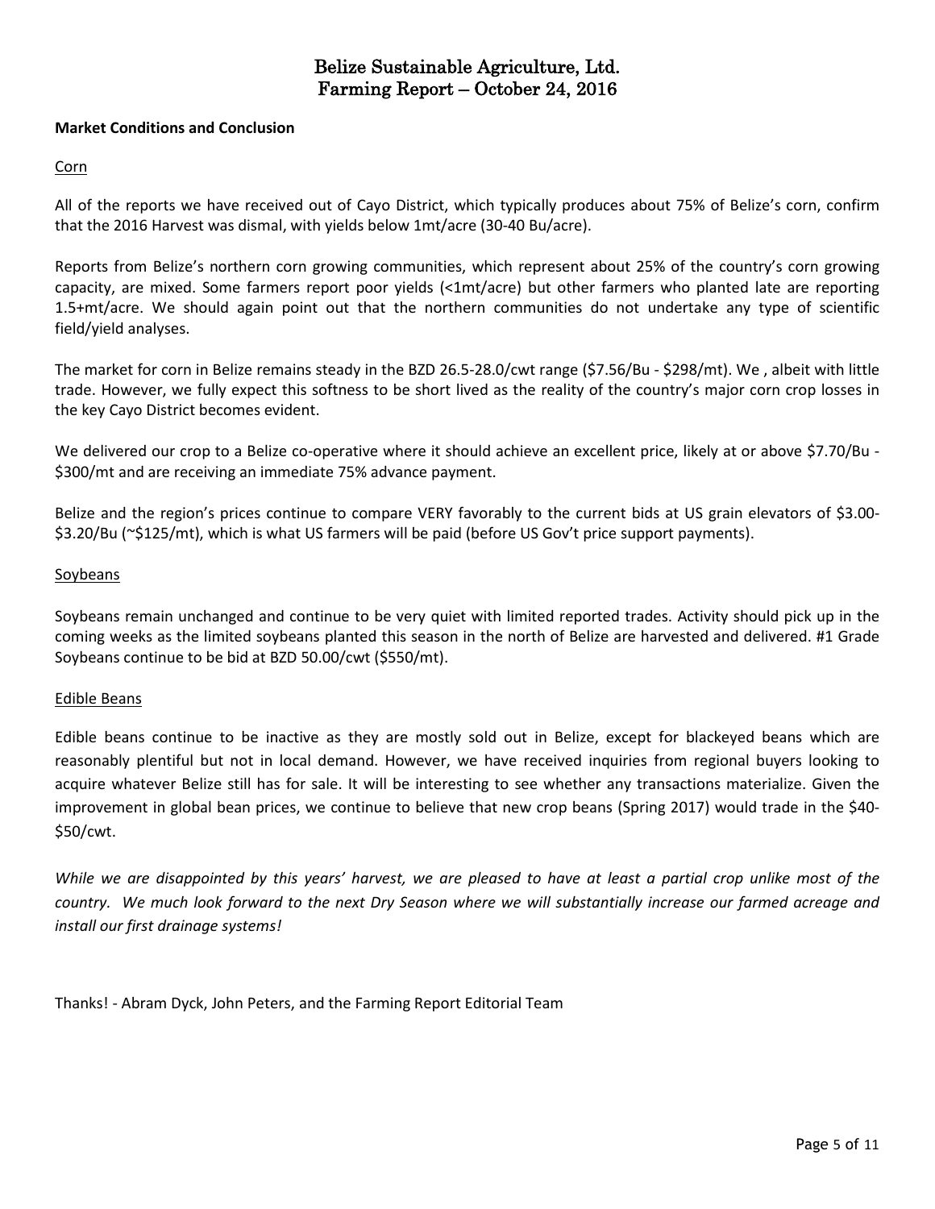# Belize Sustainable Agriculture, Ltd.
# Farming Report – October 24, 2016

**Market Conditions and Conclusion**

Corn

All of the reports we have received out of Cayo District, which typically produces about 75% of Belize's corn, confirm that the 2016 Harvest was dismal, with yields below 1mt/acre (30-40 Bu/acre).

Reports from Belize's northern corn growing communities, which represent about 25% of the country's corn growing capacity, are mixed. Some farmers report poor yields (<1mt/acre) but other farmers who planted late are reporting 1.5+mt/acre. We should again point out that the northern communities do not undertake any type of scientific field/yield analyses.

The market for corn in Belize remains steady in the BZD 26.5-28.0/cwt range ($7.56/Bu - $298/mt). We , albeit with little trade. However, we fully expect this softness to be short lived as the reality of the country's major corn crop losses in the key Cayo District becomes evident.

We delivered our crop to a Belize co-operative where it should achieve an excellent price, likely at or above $7.70/Bu - $300/mt and are receiving an immediate 75% advance payment.

Belize and the region's prices continue to compare VERY favorably to the current bids at US grain elevators of $3.00-$3.20/Bu (~$125/mt), which is what US farmers will be paid (before US Gov't price support payments).

Soybeans

Soybeans remain unchanged and continue to be very quiet with limited reported trades. Activity should pick up in the coming weeks as the limited soybeans planted this season in the north of Belize are harvested and delivered. #1 Grade Soybeans continue to be bid at BZD 50.00/cwt ($550/mt).

Edible Beans

Edible beans continue to be inactive as they are mostly sold out in Belize, except for blackeyed beans which are reasonably plentiful but not in local demand. However, we have received inquiries from regional buyers looking to acquire whatever Belize still has for sale. It will be interesting to see whether any transactions materialize. Given the improvement in global bean prices, we continue to believe that new crop beans (Spring 2017) would trade in the $40-$50/cwt.

*While we are disappointed by this years' harvest, we are pleased to have at least a partial crop unlike most of the country. We much look forward to the next Dry Season where we will substantially increase our farmed acreage and install our first drainage systems!*

Thanks! - Abram Dyck, John Peters, and the Farming Report Editorial Team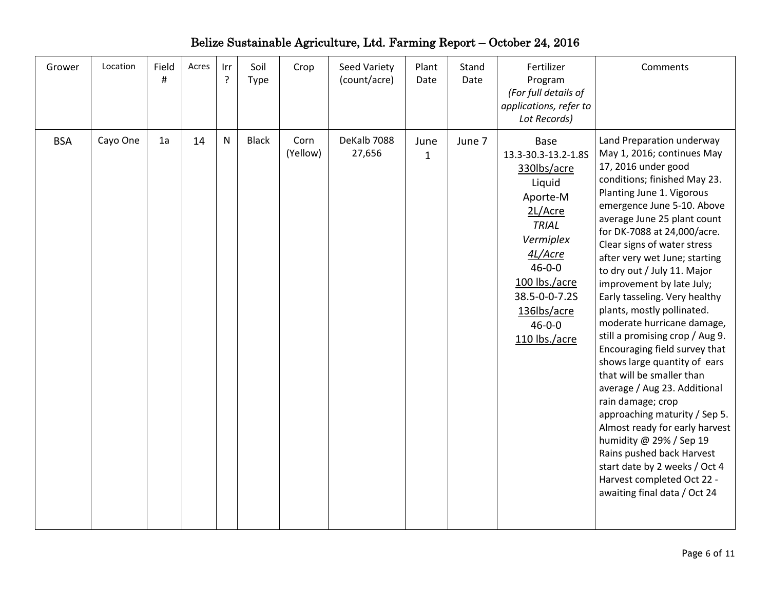# Belize Sustainable Agriculture, Ltd. Farming Report – October 24, 2016

| Grower | Location | Field # | Acres | Irr ? | Soil Type | Crop | Seed Variety (count/acre) | Plant Date | Stand Date | Fertilizer Program *(For full details of applications, refer to Lot Records)* | Comments |
|---|---|---|---|---|---|---|---|---|---|---|---|
| BSA | Cayo One | 1a | 14 | N | Black | Corn (Yellow) | DeKalb 7088 27,656 | June 1 | June 7 | Base 13.3-30.3-13.2-1.8S 330lbs/acre Liquid Aporte-M 2L/Acre *TRIAL Vermiplex 4L/Acre* 46-0-0 100 lbs./acre 38.5-0-0-7.2S 136lbs/acre 46-0-0 110 lbs./acre | Land Preparation underway May 1, 2016; continues May 17, 2016 under good conditions; finished May 23. Planting June 1. Vigorous emergence June 5-10. Above average June 25 plant count for DK-7088 at 24,000/acre. Clear signs of water stress after very wet June; starting to dry out / July 11. Major improvement by late July; Early tasseling. Very healthy plants, mostly pollinated. moderate hurricane damage, still a promising crop / Aug 9. Encouraging field survey that shows large quantity of ears that will be smaller than average / Aug 23. Additional rain damage; crop approaching maturity / Sep 5. Almost ready for early harvest humidity @ 29% / Sep 19 Rains pushed back Harvest start date by 2 weeks / Oct 4 Harvest completed Oct 22 - awaiting final data / Oct 24 |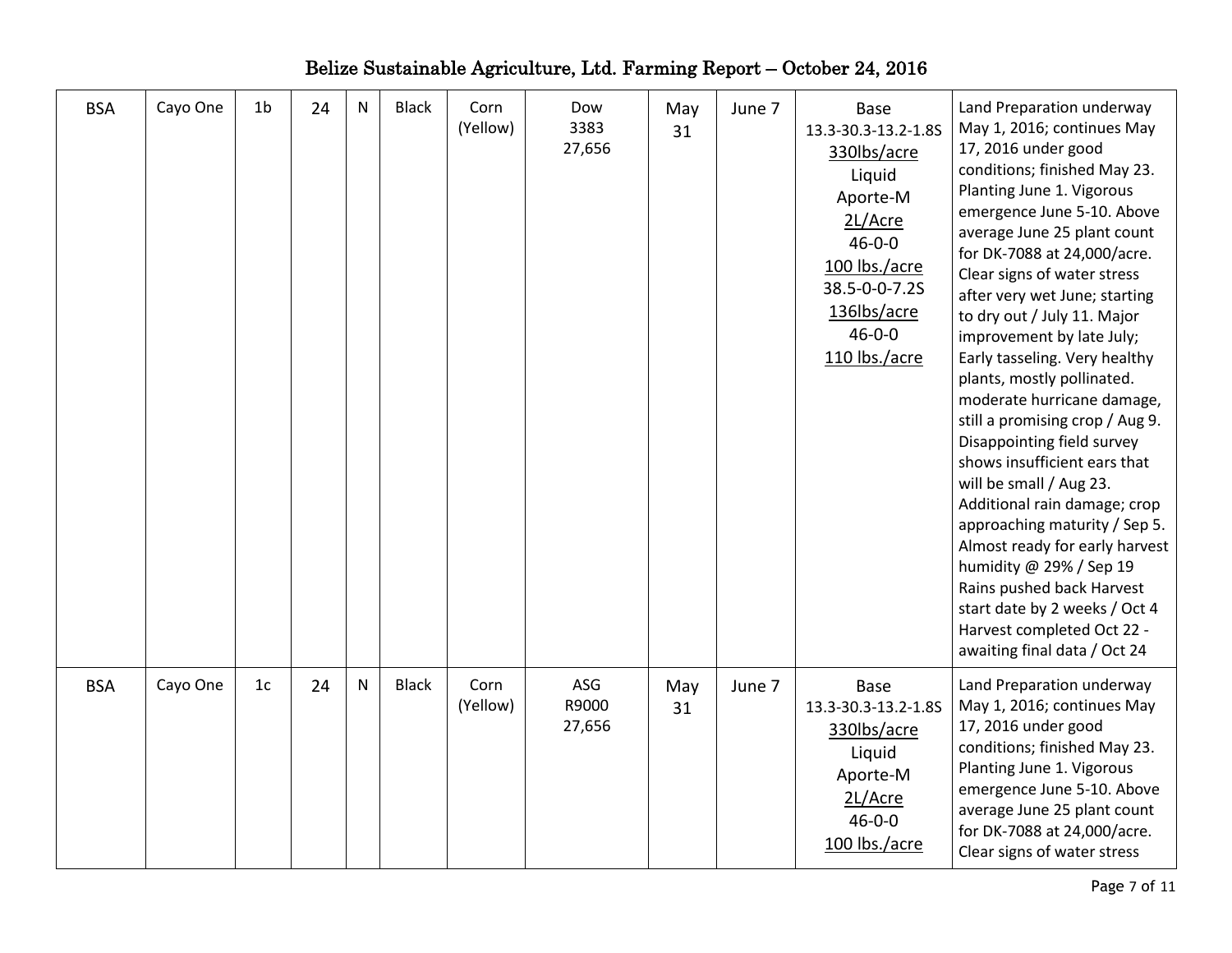# Belize Sustainable Agriculture, Ltd. Farming Report – October 24, 2016

| | | | | | | | | | | | |
|---|---|---|---|---|---|---|---|---|---|---|---|
| BSA | Cayo One | 1b | 24 | N | Black | Corn (Yellow) | Dow 3383 27,656 | May 31 | June 7 | Base 13.3-30.3-13.2-1.8S 330lbs/acre Liquid Aporte-M 2L/Acre 46-0-0 100 lbs./acre 38.5-0-0-7.2S 136lbs/acre 46-0-0 110 lbs./acre | Land Preparation underway May 1, 2016; continues May 17, 2016 under good conditions; finished May 23. Planting June 1. Vigorous emergence June 5-10. Above average June 25 plant count for DK-7088 at 24,000/acre. Clear signs of water stress after very wet June; starting to dry out / July 11. Major improvement by late July; Early tasseling. Very healthy plants, mostly pollinated. moderate hurricane damage, still a promising crop / Aug 9. Disappointing field survey shows insufficient ears that will be small / Aug 23. Additional rain damage; crop approaching maturity / Sep 5. Almost ready for early harvest humidity @ 29% / Sep 19 Rains pushed back Harvest start date by 2 weeks / Oct 4 Harvest completed Oct 22 - awaiting final data / Oct 24 |
| BSA | Cayo One | 1c | 24 | N | Black | Corn (Yellow) | ASG R9000 27,656 | May 31 | June 7 | Base 13.3-30.3-13.2-1.8S 330lbs/acre Liquid Aporte-M 2L/Acre 46-0-0 100 lbs./acre | Land Preparation underway May 1, 2016; continues May 17, 2016 under good conditions; finished May 23. Planting June 1. Vigorous emergence June 5-10. Above average June 25 plant count for DK-7088 at 24,000/acre. Clear signs of water stress |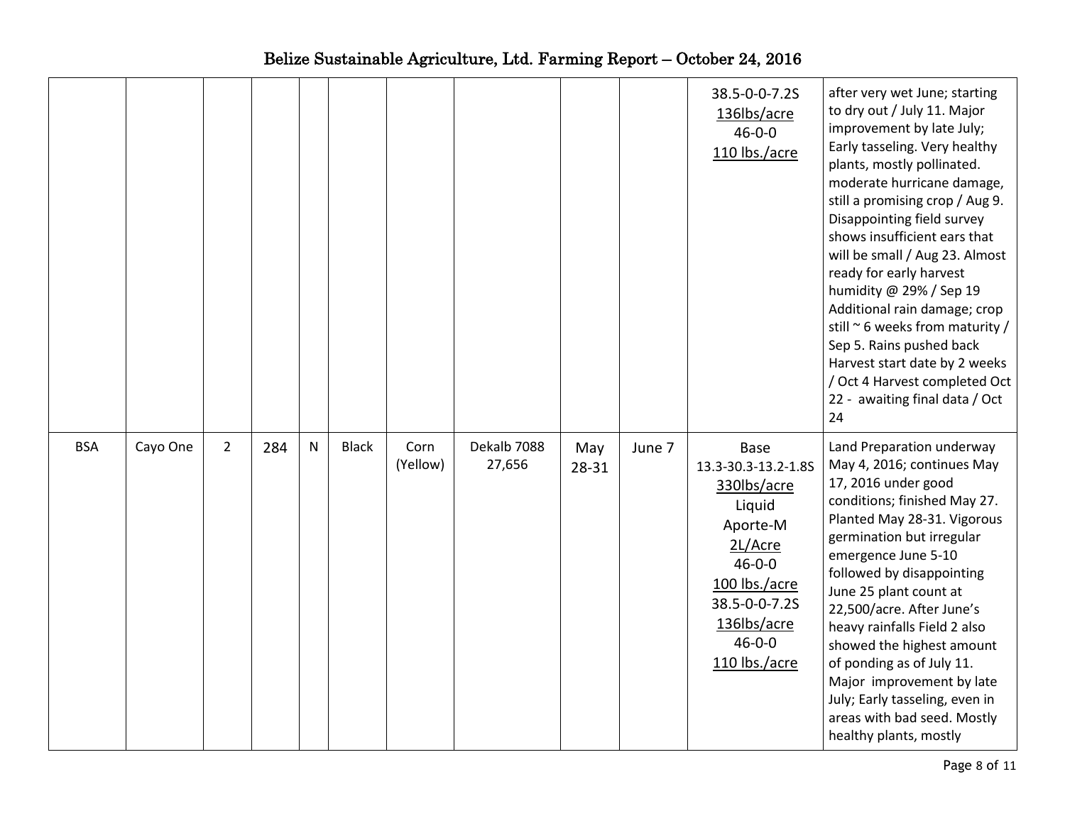| | | | | | | | | | | | |
|---|---|---|---|---|---|---|---|---|---|---|---|
| | | | | | | | | | | 38.5-0-0-7.2S<br>136lbs/acre<br>46-0-0<br>110 lbs./acre | after very wet June; starting to dry out / July 11. Major improvement by late July; Early tasseling. Very healthy plants, mostly pollinated. moderate hurricane damage, still a promising crop / Aug 9. Disappointing field survey shows insufficient ears that will be small / Aug 23. Almost ready for early harvest humidity @ 29% / Sep 19 Additional rain damage; crop still ~ 6 weeks from maturity / Sep 5. Rains pushed back Harvest start date by 2 weeks / Oct 4 Harvest completed Oct 22 - awaiting final data / Oct 24 |
| BSA | Cayo One | 2 | 284 | N | Black | Corn (Yellow) | Dekalb 7088 27,656 | May 28-31 | June 7 | Base<br>13.3-30.3-13.2-1.8S<br>330lbs/acre<br>Liquid<br>Aporte-M<br>2L/Acre<br>46-0-0<br>100 lbs./acre<br>38.5-0-0-7.2S<br>136lbs/acre<br>46-0-0<br>110 lbs./acre | Land Preparation underway May 4, 2016; continues May 17, 2016 under good conditions; finished May 27. Planted May 28-31. Vigorous germination but irregular emergence June 5-10 followed by disappointing June 25 plant count at 22,500/acre. After June's heavy rainfalls Field 2 also showed the highest amount of ponding as of July 11. Major improvement by late July; Early tasseling, even in areas with bad seed. Mostly healthy plants, mostly |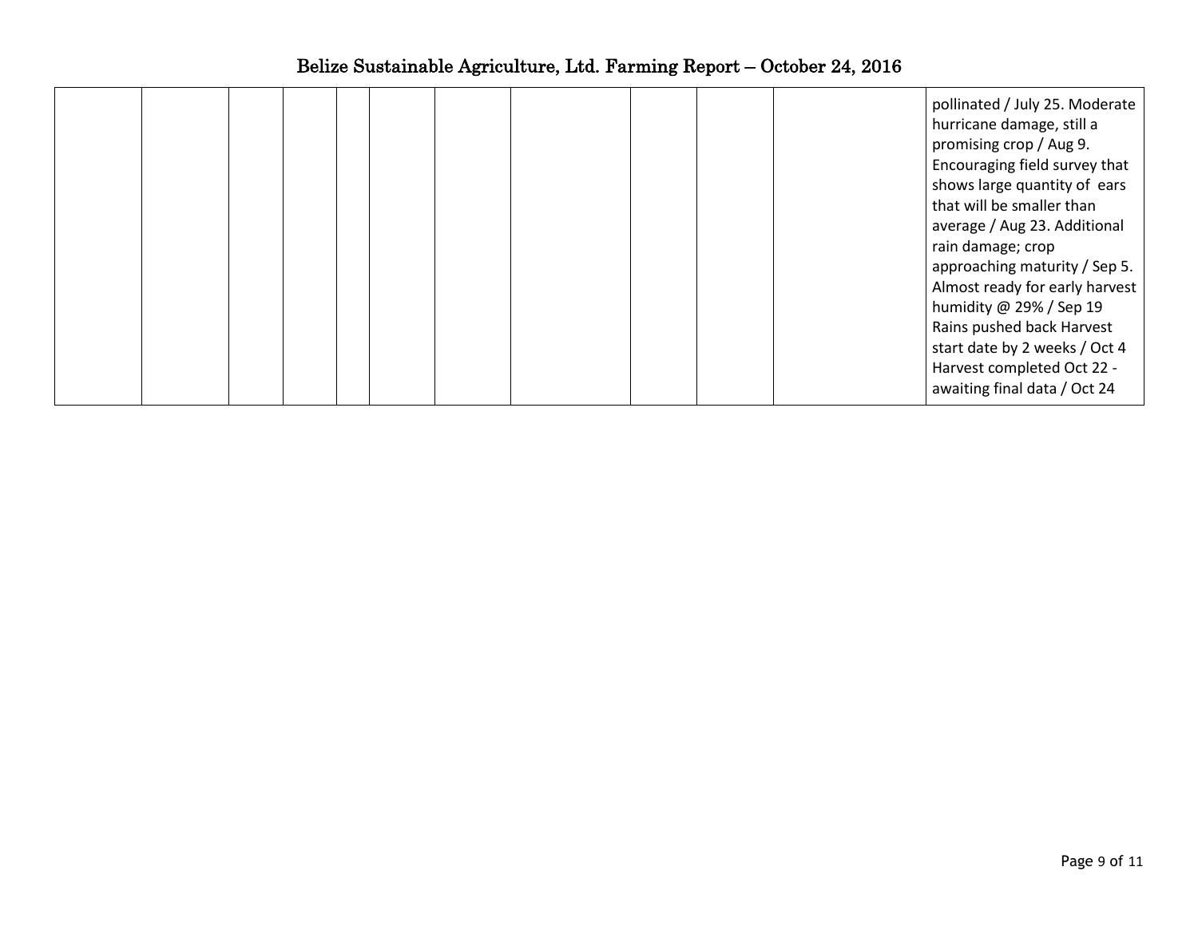| | | | | | | | | | | | |
|---|---|---|---|---|---|---|---|---|---|---|---|
| | | | | | | | | | | | pollinated / July 25. Moderate hurricane damage, still a promising crop / Aug 9. Encouraging field survey that shows large quantity of ears that will be smaller than average / Aug 23. Additional rain damage; crop approaching maturity / Sep 5. Almost ready for early harvest humidity @ 29% / Sep 19 Rains pushed back Harvest start date by 2 weeks / Oct 4 Harvest completed Oct 22 - awaiting final data / Oct 24 |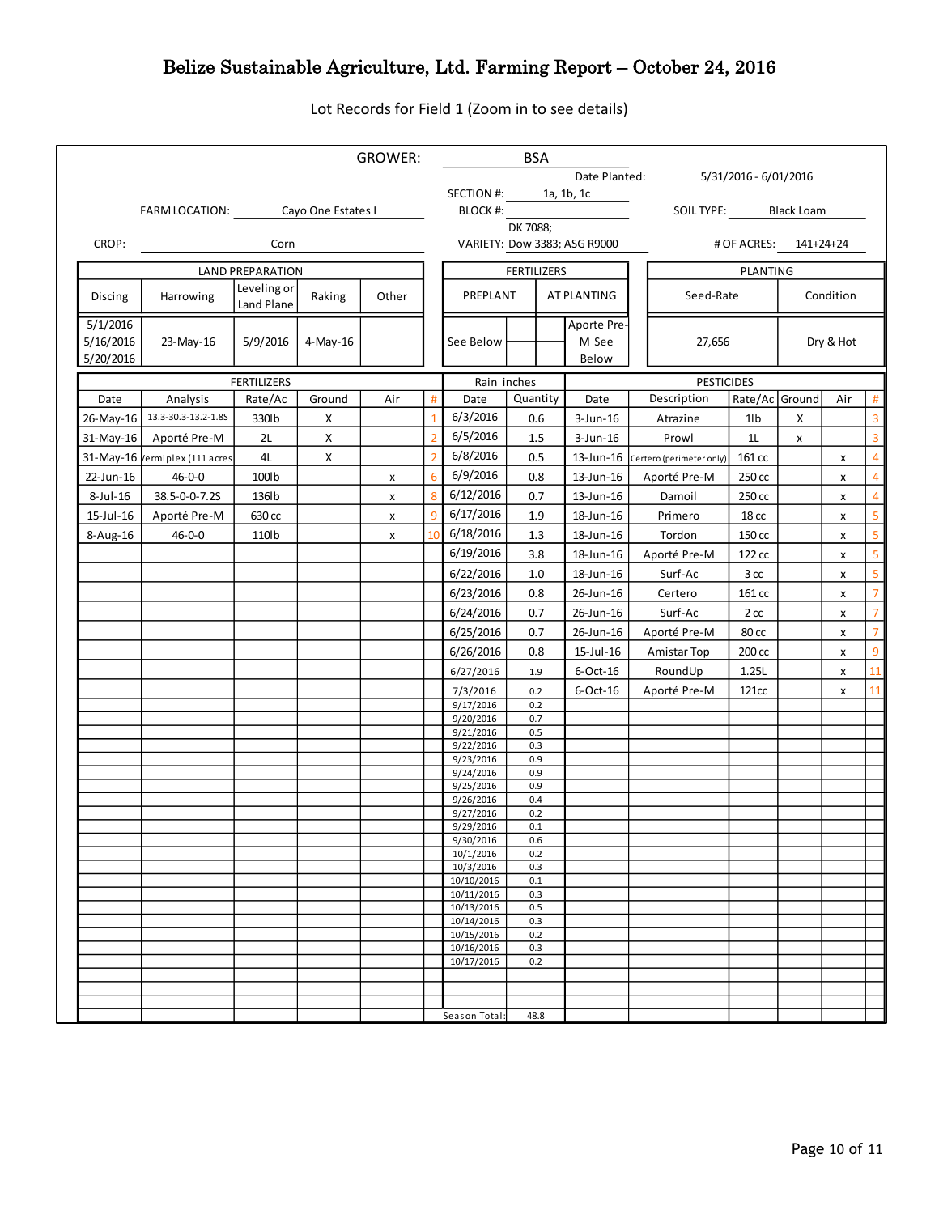# Belize Sustainable Agriculture, Ltd. Farming Report – October 24, 2016

Lot Records for Field 1 (Zoom in to see details)

| | |
|---|---|
| GROWER: | BSA |
| Date Planted: | 5/31/2016 - 6/01/2016 |
| SECTION #: | 1a, 1b, 1c |
| FARM LOCATION: | Cayo One Estates I |
| BLOCK #: | |
| SOIL TYPE: | Black Loam |
| CROP: | Corn |
| VARIETY: | DK 7088; Dow 3383; ASG R9000 |
| # OF ACRES: | 141+24+24 |

| LAND PREPARATION | | | | | FERTILIZERS | | PLANTING | |
|---|---|---|---|---|---|---|---|---|
| Discing | Harrowing | Leveling or Land Plane | Raking | Other | PREPLANT | AT PLANTING | Seed-Rate | Condition |
| 5/1/2016 5/16/2016 5/20/2016 | 23-May-16 | 5/9/2016 | 4-May-16 | | See Below | Aporte Pre-M See Below | 27,656 | Dry & Hot |

| FERTILIZERS | | | | | | Rain inches | | PESTICIDES | | | | | |
|---|---|---|---|---|---|---|---|---|---|---|---|---|---|
| Date | Analysis | Rate/Ac | Ground | Air | # | Date | Quantity | Date | Description | Rate/Ac | Ground | Air | # |
| 26-May-16 | 13.3-30.3-13.2-1.8S | 330lb | X | | 1 | 6/3/2016 | 0.6 | 3-Jun-16 | Atrazine | 1lb | X | | 3 |
| 31-May-16 | Aporté Pre-M | 2L | X | | 2 | 6/5/2016 | 1.5 | 3-Jun-16 | Prowl | 1L | x | | 3 |
| 31-May-16 | Vermiplex (111 acres | 4L | X | | 2 | 6/8/2016 | 0.5 | 13-Jun-16 | Certero (perimeter only) | 161 cc | | x | 4 |
| 22-Jun-16 | 46-0-0 | 100lb | | x | 6 | 6/9/2016 | 0.8 | 13-Jun-16 | Aporté Pre-M | 250 cc | | x | 4 |
| 8-Jul-16 | 38.5-0-0-7.2S | 136lb | | x | 8 | 6/12/2016 | 0.7 | 13-Jun-16 | Damoil | 250 cc | | x | 4 |
| 15-Jul-16 | Aporté Pre-M | 630 cc | | x | 9 | 6/17/2016 | 1.9 | 18-Jun-16 | Primero | 18 cc | | x | 5 |
| 8-Aug-16 | 46-0-0 | 110lb | | x | 10 | 6/18/2016 | 1.3 | 18-Jun-16 | Tordon | 150 cc | | x | 5 |
| | | | | | | 6/19/2016 | 3.8 | 18-Jun-16 | Aporté Pre-M | 122 cc | | x | 5 |
| | | | | | | 6/22/2016 | 1.0 | 18-Jun-16 | Surf-Ac | 3 cc | | x | 5 |
| | | | | | | 6/23/2016 | 0.8 | 26-Jun-16 | Certero | 161 cc | | x | 7 |
| | | | | | | 6/24/2016 | 0.7 | 26-Jun-16 | Surf-Ac | 2 cc | | x | 7 |
| | | | | | | 6/25/2016 | 0.7 | 26-Jun-16 | Aporté Pre-M | 80 cc | | x | 7 |
| | | | | | | 6/26/2016 | 0.8 | 15-Jul-16 | Amistar Top | 200 cc | | x | 9 |
| | | | | | | 6/27/2016 | 1.9 | 6-Oct-16 | RoundUp | 1.25L | | x | 11 |
| | | | | | | 7/3/2016 | 0.2 | 6-Oct-16 | Aporté Pre-M | 121cc | | x | 11 |
| | | | | | | 9/17/2016 | 0.2 | | | | | | |
| | | | | | | 9/20/2016 | 0.7 | | | | | | |
| | | | | | | 9/21/2016 | 0.5 | | | | | | |
| | | | | | | 9/22/2016 | 0.3 | | | | | | |
| | | | | | | 9/23/2016 | 0.9 | | | | | | |
| | | | | | | 9/24/2016 | 0.9 | | | | | | |
| | | | | | | 9/25/2016 | 0.9 | | | | | | |
| | | | | | | 9/26/2016 | 0.4 | | | | | | |
| | | | | | | 9/27/2016 | 0.2 | | | | | | |
| | | | | | | 9/29/2016 | 0.1 | | | | | | |
| | | | | | | 9/30/2016 | 0.6 | | | | | | |
| | | | | | | 10/1/2016 | 0.2 | | | | | | |
| | | | | | | 10/3/2016 | 0.3 | | | | | | |
| | | | | | | 10/10/2016 | 0.1 | | | | | | |
| | | | | | | 10/11/2016 | 0.3 | | | | | | |
| | | | | | | 10/13/2016 | 0.5 | | | | | | |
| | | | | | | 10/14/2016 | 0.3 | | | | | | |
| | | | | | | 10/15/2016 | 0.2 | | | | | | |
| | | | | | | 10/16/2016 | 0.3 | | | | | | |
| | | | | | | 10/17/2016 | 0.2 | | | | | | |
| | | | | | | Season Total: | 48.8 | | | | | | |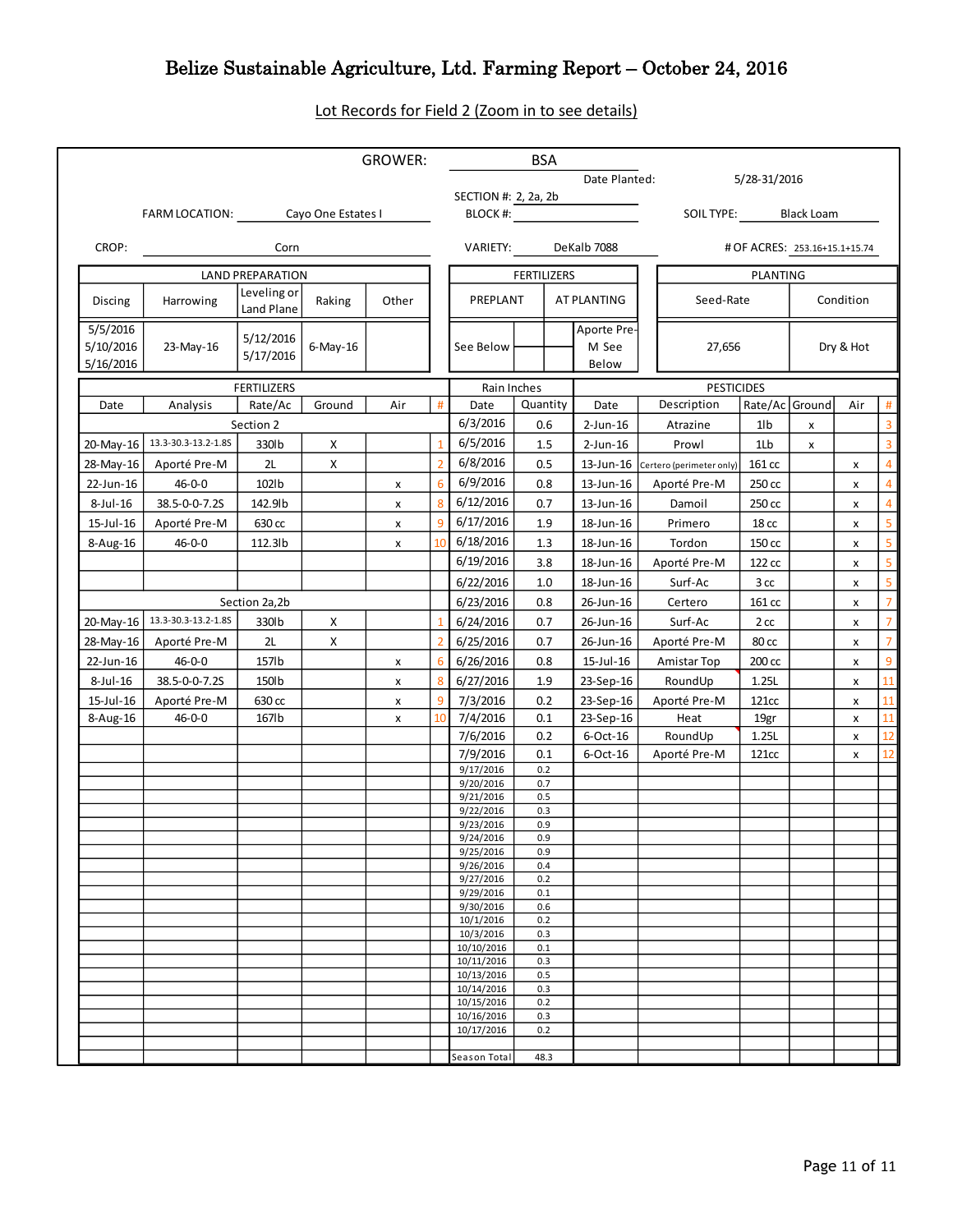# Belize Sustainable Agriculture, Ltd. Farming Report – October 24, 2016

Lot Records for Field 2 (Zoom in to see details)

GROWER: BSA

Date Planted: 5/28-31/2016

SECTION #: 2, 2a, 2b

FARM LOCATION: Cayo One Estates I

BLOCK #:

SOIL TYPE: Black Loam

CROP: Corn

VARIETY: DeKalb 7088

# OF ACRES: 253.16+15.1+15.74

| LAND PREPARATION | | | | |
|---|---|---|---|---|
| Discing | Harrowing | Leveling or Land Plane | Raking | Other |
| 5/5/2016 5/10/2016 5/16/2016 | 23-May-16 | 5/12/2016 5/17/2016 | 6-May-16 | |

| FERTILIZERS | |
|---|---|
| PREPLANT | AT PLANTING |
| See Below | Aporte Pre-M See Below |

| PLANTING | |
|---|---|
| Seed-Rate | Condition |
| 27,656 | Dry & Hot |

| FERTILIZERS | | | | | | Rain Inches | | PESTICIDES | | | | | |
|---|---|---|---|---|---|---|---|---|---|---|---|---|---|
| Date | Analysis | Rate/Ac | Ground | Air | # | Date | Quantity | Date | Description | Rate/Ac | Ground | Air | # |
| Section 2 | | | | | | 6/3/2016 | 0.6 | 2-Jun-16 | Atrazine | 1lb | x | | 3 |
| 20-May-16 | 13.3-30.3-13.2-1.8S | 330lb | X | | 1 | 6/5/2016 | 1.5 | 2-Jun-16 | Prowl | 1Lb | x | | 3 |
| 28-May-16 | Aporté Pre-M | 2L | X | | 2 | 6/8/2016 | 0.5 | 13-Jun-16 | Certero (perimeter only) | 161 cc | | x | 4 |
| 22-Jun-16 | 46-0-0 | 102lb | | x | 6 | 6/9/2016 | 0.8 | 13-Jun-16 | Aporté Pre-M | 250 cc | | x | 4 |
| 8-Jul-16 | 38.5-0-0-7.2S | 142.9lb | | x | 8 | 6/12/2016 | 0.7 | 13-Jun-16 | Damoil | 250 cc | | x | 4 |
| 15-Jul-16 | Aporté Pre-M | 630 cc | | x | 9 | 6/17/2016 | 1.9 | 18-Jun-16 | Primero | 18 cc | | x | 5 |
| 8-Aug-16 | 46-0-0 | 112.3lb | | x | 10 | 6/18/2016 | 1.3 | 18-Jun-16 | Tordon | 150 cc | | x | 5 |
| | | | | | | 6/19/2016 | 3.8 | 18-Jun-16 | Aporté Pre-M | 122 cc | | x | 5 |
| | | | | | | 6/22/2016 | 1.0 | 18-Jun-16 | Surf-Ac | 3 cc | | x | 5 |
| Section 2a,2b | | | | | | 6/23/2016 | 0.8 | 26-Jun-16 | Certero | 161 cc | | x | 7 |
| 20-May-16 | 13.3-30.3-13.2-1.8S | 330lb | X | | 1 | 6/24/2016 | 0.7 | 26-Jun-16 | Surf-Ac | 2 cc | | x | 7 |
| 28-May-16 | Aporté Pre-M | 2L | X | | 2 | 6/25/2016 | 0.7 | 26-Jun-16 | Aporté Pre-M | 80 cc | | x | 7 |
| 22-Jun-16 | 46-0-0 | 157lb | | x | 6 | 6/26/2016 | 0.8 | 15-Jul-16 | Amistar Top | 200 cc | | x | 9 |
| 8-Jul-16 | 38.5-0-0-7.2S | 150lb | | x | 8 | 6/27/2016 | 1.9 | 23-Sep-16 | RoundUp | 1.25L | | x | 11 |
| 15-Jul-16 | Aporté Pre-M | 630 cc | | x | 9 | 7/3/2016 | 0.2 | 23-Sep-16 | Aporté Pre-M | 121cc | | x | 11 |
| 8-Aug-16 | 46-0-0 | 167lb | | x | 10 | 7/4/2016 | 0.1 | 23-Sep-16 | Heat | 19gr | | x | 11 |
| | | | | | | 7/6/2016 | 0.2 | 6-Oct-16 | RoundUp | 1.25L | | x | 12 |
| | | | | | | 7/9/2016 | 0.1 | 6-Oct-16 | Aporté Pre-M | 121cc | | x | 12 |
| | | | | | | 9/17/2016 | 0.2 | | | | | | |
| | | | | | | 9/20/2016 | 0.7 | | | | | | |
| | | | | | | 9/21/2016 | 0.5 | | | | | | |
| | | | | | | 9/22/2016 | 0.3 | | | | | | |
| | | | | | | 9/23/2016 | 0.9 | | | | | | |
| | | | | | | 9/24/2016 | 0.9 | | | | | | |
| | | | | | | 9/25/2016 | 0.9 | | | | | | |
| | | | | | | 9/26/2016 | 0.4 | | | | | | |
| | | | | | | 9/27/2016 | 0.2 | | | | | | |
| | | | | | | 9/29/2016 | 0.1 | | | | | | |
| | | | | | | 9/30/2016 | 0.6 | | | | | | |
| | | | | | | 10/1/2016 | 0.2 | | | | | | |
| | | | | | | 10/3/2016 | 0.3 | | | | | | |
| | | | | | | 10/10/2016 | 0.1 | | | | | | |
| | | | | | | 10/11/2016 | 0.3 | | | | | | |
| | | | | | | 10/13/2016 | 0.5 | | | | | | |
| | | | | | | 10/14/2016 | 0.3 | | | | | | |
| | | | | | | 10/15/2016 | 0.2 | | | | | | |
| | | | | | | 10/16/2016 | 0.3 | | | | | | |
| | | | | | | 10/17/2016 | 0.2 | | | | | | |
| | | | | | | Season Total | 48.3 | | | | | | |